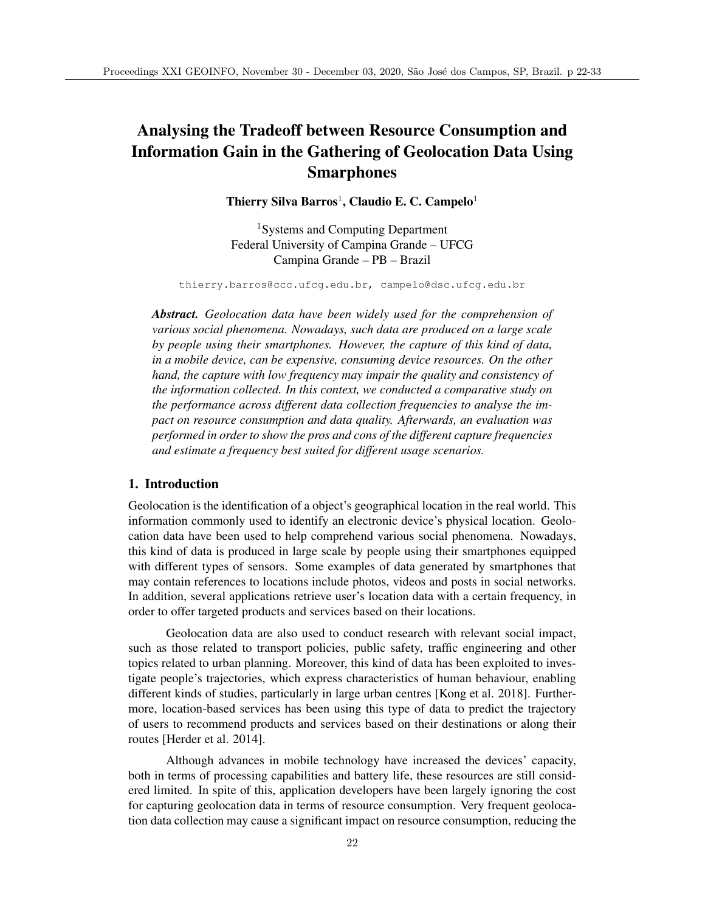# Analysing the Tradeoff between Resource Consumption and Information Gain in the Gathering of Geolocation Data Using Smarphones

**Thierry Silva Barros**[1], **Claudio E. C. Campelo**[1]

[1]Systems and Computing Department
Federal University of Campina Grande – UFCG
Campina Grande – PB – Brazil

thierry.barros@ccc.ufcg.edu.br, campelo@dsc.ufcg.edu.br

***Abstract.*** *Geolocation data have been widely used for the comprehension of various social phenomena. Nowadays, such data are produced on a large scale by people using their smartphones. However, the capture of this kind of data, in a mobile device, can be expensive, consuming device resources. On the other hand, the capture with low frequency may impair the quality and consistency of the information collected. In this context, we conducted a comparative study on the performance across different data collection frequencies to analyse the impact on resource consumption and data quality. Afterwards, an evaluation was performed in order to show the pros and cons of the different capture frequencies and estimate a frequency best suited for different usage scenarios.*

## 1. Introduction

Geolocation is the identification of a object's geographical location in the real world. This information commonly used to identify an electronic device's physical location. Geolocation data have been used to help comprehend various social phenomena. Nowadays, this kind of data is produced in large scale by people using their smartphones equipped with different types of sensors. Some examples of data generated by smartphones that may contain references to locations include photos, videos and posts in social networks. In addition, several applications retrieve user's location data with a certain frequency, in order to offer targeted products and services based on their locations.

Geolocation data are also used to conduct research with relevant social impact, such as those related to transport policies, public safety, traffic engineering and other topics related to urban planning. Moreover, this kind of data has been exploited to investigate people's trajectories, which express characteristics of human behaviour, enabling different kinds of studies, particularly in large urban centres [Kong et al. 2018]. Furthermore, location-based services has been using this type of data to predict the trajectory of users to recommend products and services based on their destinations or along their routes [Herder et al. 2014].

Although advances in mobile technology have increased the devices' capacity, both in terms of processing capabilities and battery life, these resources are still considered limited. In spite of this, application developers have been largely ignoring the cost for capturing geolocation data in terms of resource consumption. Very frequent geolocation data collection may cause a significant impact on resource consumption, reducing the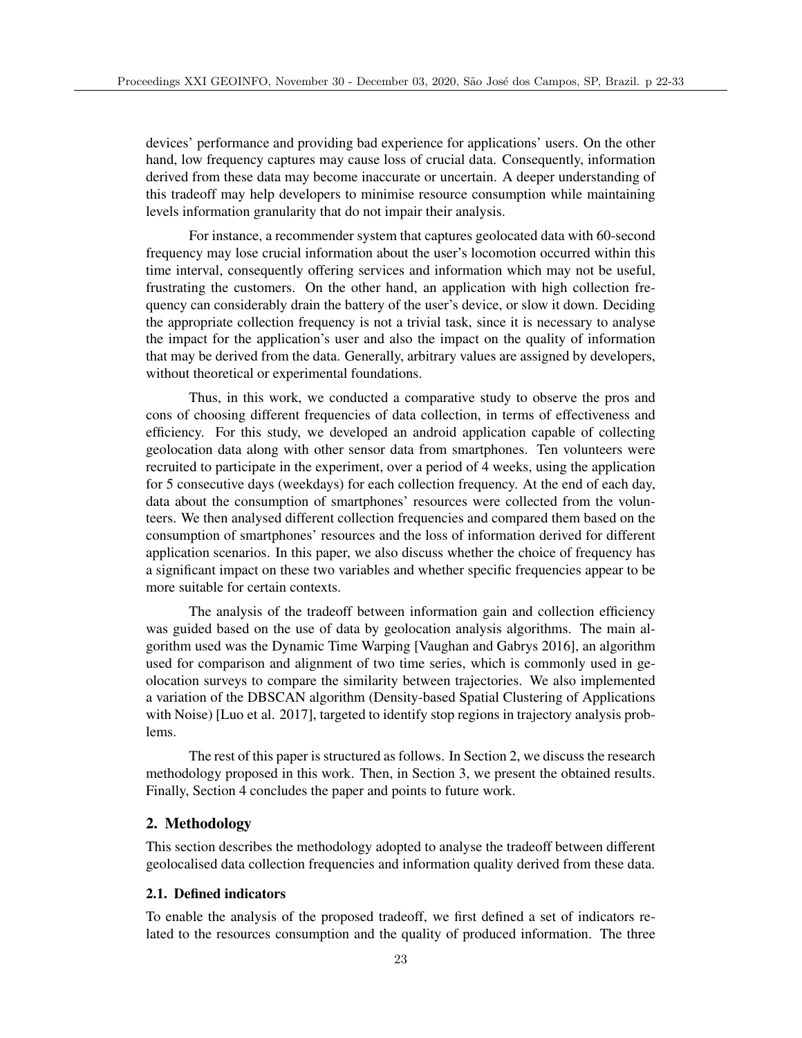devices' performance and providing bad experience for applications' users. On the other hand, low frequency captures may cause loss of crucial data. Consequently, information derived from these data may become inaccurate or uncertain. A deeper understanding of this tradeoff may help developers to minimise resource consumption while maintaining levels information granularity that do not impair their analysis.

For instance, a recommender system that captures geolocated data with 60-second frequency may lose crucial information about the user's locomotion occurred within this time interval, consequently offering services and information which may not be useful, frustrating the customers. On the other hand, an application with high collection frequency can considerably drain the battery of the user's device, or slow it down. Deciding the appropriate collection frequency is not a trivial task, since it is necessary to analyse the impact for the application's user and also the impact on the quality of information that may be derived from the data. Generally, arbitrary values are assigned by developers, without theoretical or experimental foundations.

Thus, in this work, we conducted a comparative study to observe the pros and cons of choosing different frequencies of data collection, in terms of effectiveness and efficiency. For this study, we developed an android application capable of collecting geolocation data along with other sensor data from smartphones. Ten volunteers were recruited to participate in the experiment, over a period of 4 weeks, using the application for 5 consecutive days (weekdays) for each collection frequency. At the end of each day, data about the consumption of smartphones' resources were collected from the volunteers. We then analysed different collection frequencies and compared them based on the consumption of smartphones' resources and the loss of information derived for different application scenarios. In this paper, we also discuss whether the choice of frequency has a significant impact on these two variables and whether specific frequencies appear to be more suitable for certain contexts.

The analysis of the tradeoff between information gain and collection efficiency was guided based on the use of data by geolocation analysis algorithms. The main algorithm used was the Dynamic Time Warping [Vaughan and Gabrys 2016], an algorithm used for comparison and alignment of two time series, which is commonly used in geolocation surveys to compare the similarity between trajectories. We also implemented a variation of the DBSCAN algorithm (Density-based Spatial Clustering of Applications with Noise) [Luo et al. 2017], targeted to identify stop regions in trajectory analysis problems.

The rest of this paper is structured as follows. In Section 2, we discuss the research methodology proposed in this work. Then, in Section 3, we present the obtained results. Finally, Section 4 concludes the paper and points to future work.

## 2. Methodology

This section describes the methodology adopted to analyse the tradeoff between different geolocalised data collection frequencies and information quality derived from these data.

### 2.1. Defined indicators

To enable the analysis of the proposed tradeoff, we first defined a set of indicators related to the resources consumption and the quality of produced information. The three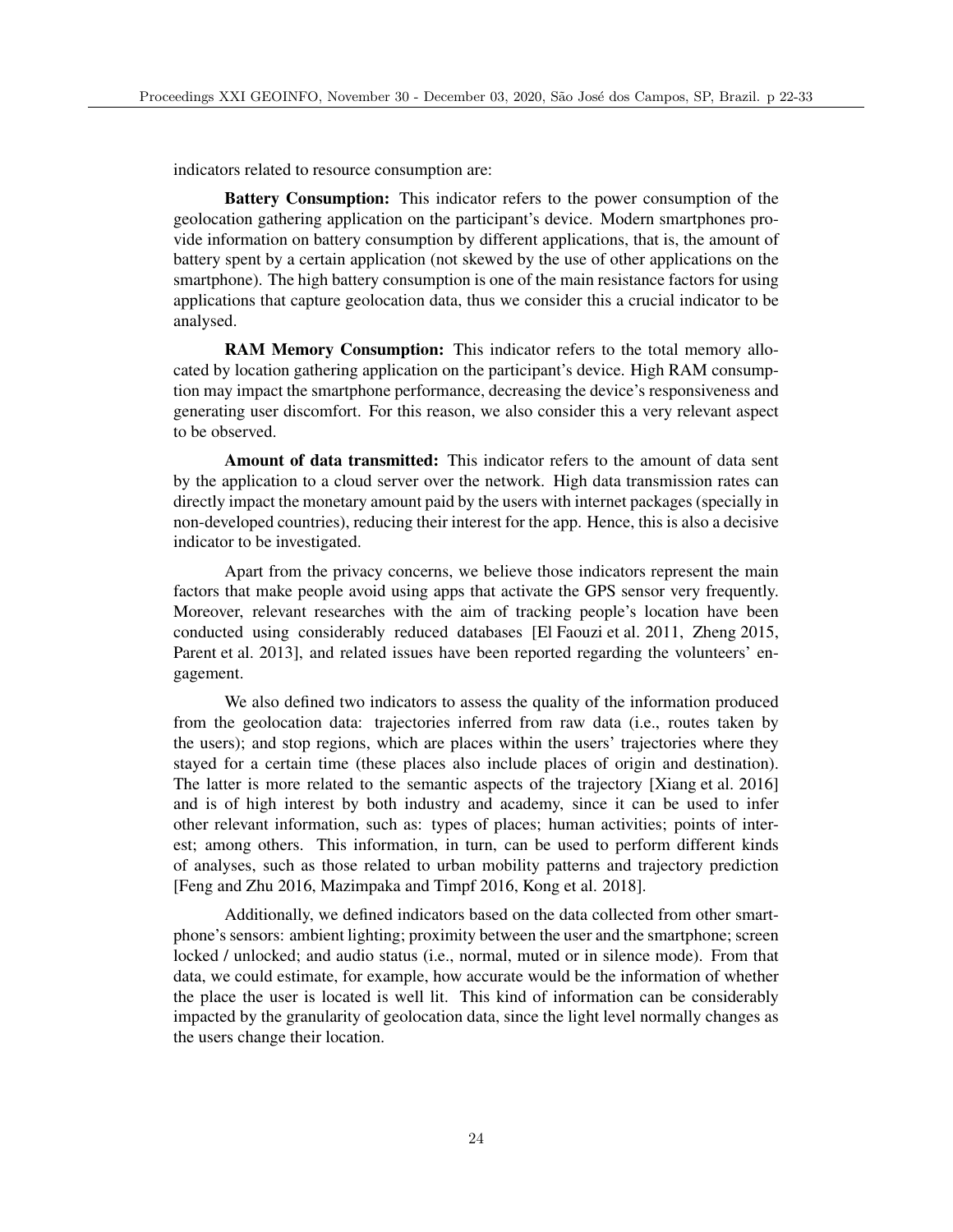indicators related to resource consumption are:

**Battery Consumption:** This indicator refers to the power consumption of the geolocation gathering application on the participant's device. Modern smartphones provide information on battery consumption by different applications, that is, the amount of battery spent by a certain application (not skewed by the use of other applications on the smartphone). The high battery consumption is one of the main resistance factors for using applications that capture geolocation data, thus we consider this a crucial indicator to be analysed.

**RAM Memory Consumption:** This indicator refers to the total memory allocated by location gathering application on the participant's device. High RAM consumption may impact the smartphone performance, decreasing the device's responsiveness and generating user discomfort. For this reason, we also consider this a very relevant aspect to be observed.

**Amount of data transmitted:** This indicator refers to the amount of data sent by the application to a cloud server over the network. High data transmission rates can directly impact the monetary amount paid by the users with internet packages (specially in non-developed countries), reducing their interest for the app. Hence, this is also a decisive indicator to be investigated.

Apart from the privacy concerns, we believe those indicators represent the main factors that make people avoid using apps that activate the GPS sensor very frequently. Moreover, relevant researches with the aim of tracking people's location have been conducted using considerably reduced databases [El Faouzi et al. 2011, Zheng 2015, Parent et al. 2013], and related issues have been reported regarding the volunteers' engagement.

We also defined two indicators to assess the quality of the information produced from the geolocation data: trajectories inferred from raw data (i.e., routes taken by the users); and stop regions, which are places within the users' trajectories where they stayed for a certain time (these places also include places of origin and destination). The latter is more related to the semantic aspects of the trajectory [Xiang et al. 2016] and is of high interest by both industry and academy, since it can be used to infer other relevant information, such as: types of places; human activities; points of interest; among others. This information, in turn, can be used to perform different kinds of analyses, such as those related to urban mobility patterns and trajectory prediction [Feng and Zhu 2016, Mazimpaka and Timpf 2016, Kong et al. 2018].

Additionally, we defined indicators based on the data collected from other smartphone's sensors: ambient lighting; proximity between the user and the smartphone; screen locked / unlocked; and audio status (i.e., normal, muted or in silence mode). From that data, we could estimate, for example, how accurate would be the information of whether the place the user is located is well lit. This kind of information can be considerably impacted by the granularity of geolocation data, since the light level normally changes as the users change their location.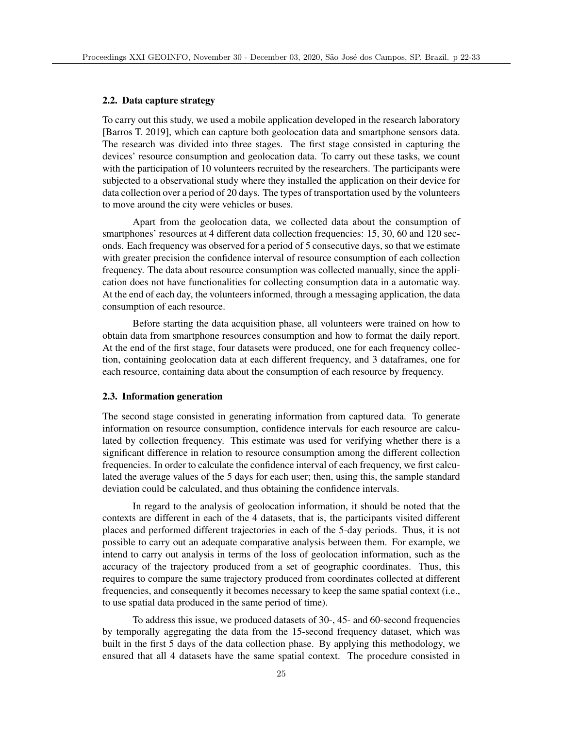### 2.2. Data capture strategy

To carry out this study, we used a mobile application developed in the research laboratory [Barros T. 2019], which can capture both geolocation data and smartphone sensors data. The research was divided into three stages. The first stage consisted in capturing the devices' resource consumption and geolocation data. To carry out these tasks, we count with the participation of 10 volunteers recruited by the researchers. The participants were subjected to a observational study where they installed the application on their device for data collection over a period of 20 days. The types of transportation used by the volunteers to move around the city were vehicles or buses.

Apart from the geolocation data, we collected data about the consumption of smartphones' resources at 4 different data collection frequencies: 15, 30, 60 and 120 seconds. Each frequency was observed for a period of 5 consecutive days, so that we estimate with greater precision the confidence interval of resource consumption of each collection frequency. The data about resource consumption was collected manually, since the application does not have functionalities for collecting consumption data in a automatic way. At the end of each day, the volunteers informed, through a messaging application, the data consumption of each resource.

Before starting the data acquisition phase, all volunteers were trained on how to obtain data from smartphone resources consumption and how to format the daily report. At the end of the first stage, four datasets were produced, one for each frequency collection, containing geolocation data at each different frequency, and 3 dataframes, one for each resource, containing data about the consumption of each resource by frequency.

### 2.3. Information generation

The second stage consisted in generating information from captured data. To generate information on resource consumption, confidence intervals for each resource are calculated by collection frequency. This estimate was used for verifying whether there is a significant difference in relation to resource consumption among the different collection frequencies. In order to calculate the confidence interval of each frequency, we first calculated the average values of the 5 days for each user; then, using this, the sample standard deviation could be calculated, and thus obtaining the confidence intervals.

In regard to the analysis of geolocation information, it should be noted that the contexts are different in each of the 4 datasets, that is, the participants visited different places and performed different trajectories in each of the 5-day periods. Thus, it is not possible to carry out an adequate comparative analysis between them. For example, we intend to carry out analysis in terms of the loss of geolocation information, such as the accuracy of the trajectory produced from a set of geographic coordinates. Thus, this requires to compare the same trajectory produced from coordinates collected at different frequencies, and consequently it becomes necessary to keep the same spatial context (i.e., to use spatial data produced in the same period of time).

To address this issue, we produced datasets of 30-, 45- and 60-second frequencies by temporally aggregating the data from the 15-second frequency dataset, which was built in the first 5 days of the data collection phase. By applying this methodology, we ensured that all 4 datasets have the same spatial context. The procedure consisted in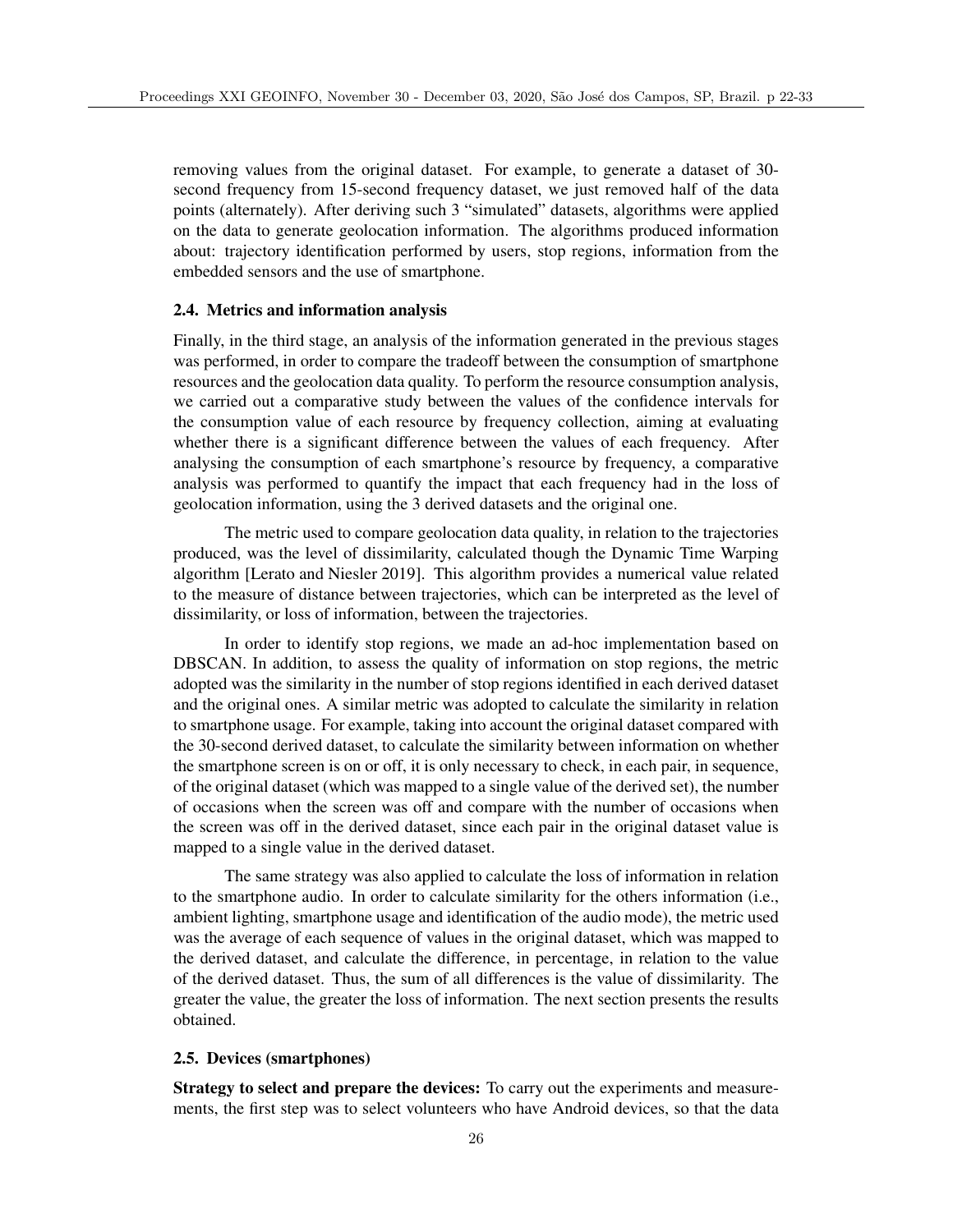removing values from the original dataset. For example, to generate a dataset of 30-second frequency from 15-second frequency dataset, we just removed half of the data points (alternately). After deriving such 3 "simulated" datasets, algorithms were applied on the data to generate geolocation information. The algorithms produced information about: trajectory identification performed by users, stop regions, information from the embedded sensors and the use of smartphone.

### 2.4. Metrics and information analysis

Finally, in the third stage, an analysis of the information generated in the previous stages was performed, in order to compare the tradeoff between the consumption of smartphone resources and the geolocation data quality. To perform the resource consumption analysis, we carried out a comparative study between the values of the confidence intervals for the consumption value of each resource by frequency collection, aiming at evaluating whether there is a significant difference between the values of each frequency. After analysing the consumption of each smartphone's resource by frequency, a comparative analysis was performed to quantify the impact that each frequency had in the loss of geolocation information, using the 3 derived datasets and the original one.

The metric used to compare geolocation data quality, in relation to the trajectories produced, was the level of dissimilarity, calculated though the Dynamic Time Warping algorithm [Lerato and Niesler 2019]. This algorithm provides a numerical value related to the measure of distance between trajectories, which can be interpreted as the level of dissimilarity, or loss of information, between the trajectories.

In order to identify stop regions, we made an ad-hoc implementation based on DBSCAN. In addition, to assess the quality of information on stop regions, the metric adopted was the similarity in the number of stop regions identified in each derived dataset and the original ones. A similar metric was adopted to calculate the similarity in relation to smartphone usage. For example, taking into account the original dataset compared with the 30-second derived dataset, to calculate the similarity between information on whether the smartphone screen is on or off, it is only necessary to check, in each pair, in sequence, of the original dataset (which was mapped to a single value of the derived set), the number of occasions when the screen was off and compare with the number of occasions when the screen was off in the derived dataset, since each pair in the original dataset value is mapped to a single value in the derived dataset.

The same strategy was also applied to calculate the loss of information in relation to the smartphone audio. In order to calculate similarity for the others information (i.e., ambient lighting, smartphone usage and identification of the audio mode), the metric used was the average of each sequence of values in the original dataset, which was mapped to the derived dataset, and calculate the difference, in percentage, in relation to the value of the derived dataset. Thus, the sum of all differences is the value of dissimilarity. The greater the value, the greater the loss of information. The next section presents the results obtained.

### 2.5. Devices (smartphones)

**Strategy to select and prepare the devices:** To carry out the experiments and measurements, the first step was to select volunteers who have Android devices, so that the data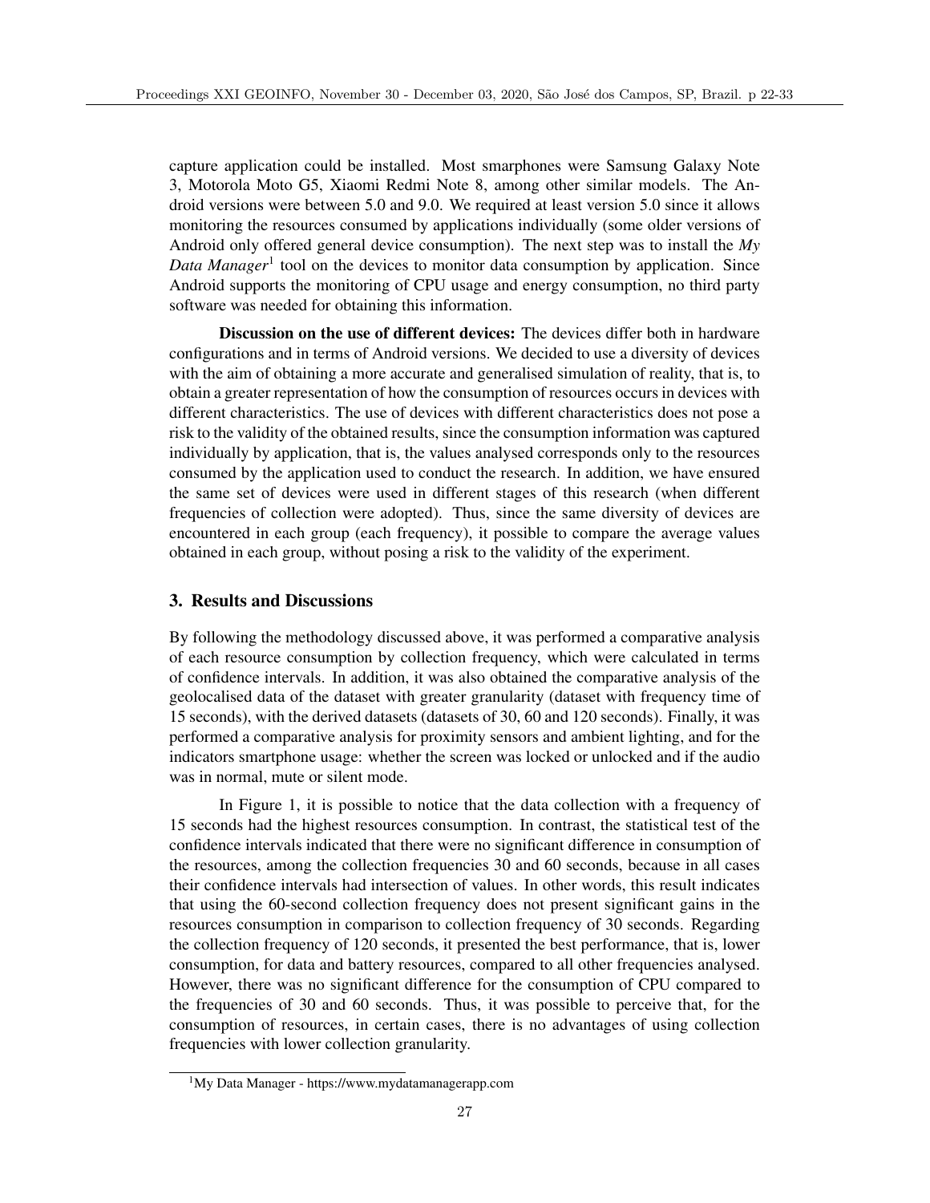capture application could be installed. Most smarphones were Samsung Galaxy Note 3, Motorola Moto G5, Xiaomi Redmi Note 8, among other similar models. The Android versions were between 5.0 and 9.0. We required at least version 5.0 since it allows monitoring the resources consumed by applications individually (some older versions of Android only offered general device consumption). The next step was to install the *My Data Manager*[1] tool on the devices to monitor data consumption by application. Since Android supports the monitoring of CPU usage and energy consumption, no third party software was needed for obtaining this information.

**Discussion on the use of different devices:** The devices differ both in hardware configurations and in terms of Android versions. We decided to use a diversity of devices with the aim of obtaining a more accurate and generalised simulation of reality, that is, to obtain a greater representation of how the consumption of resources occurs in devices with different characteristics. The use of devices with different characteristics does not pose a risk to the validity of the obtained results, since the consumption information was captured individually by application, that is, the values analysed corresponds only to the resources consumed by the application used to conduct the research. In addition, we have ensured the same set of devices were used in different stages of this research (when different frequencies of collection were adopted). Thus, since the same diversity of devices are encountered in each group (each frequency), it possible to compare the average values obtained in each group, without posing a risk to the validity of the experiment.

## 3. Results and Discussions

By following the methodology discussed above, it was performed a comparative analysis of each resource consumption by collection frequency, which were calculated in terms of confidence intervals. In addition, it was also obtained the comparative analysis of the geolocalised data of the dataset with greater granularity (dataset with frequency time of 15 seconds), with the derived datasets (datasets of 30, 60 and 120 seconds). Finally, it was performed a comparative analysis for proximity sensors and ambient lighting, and for the indicators smartphone usage: whether the screen was locked or unlocked and if the audio was in normal, mute or silent mode.

In Figure 1, it is possible to notice that the data collection with a frequency of 15 seconds had the highest resources consumption. In contrast, the statistical test of the confidence intervals indicated that there were no significant difference in consumption of the resources, among the collection frequencies 30 and 60 seconds, because in all cases their confidence intervals had intersection of values. In other words, this result indicates that using the 60-second collection frequency does not present significant gains in the resources consumption in comparison to collection frequency of 30 seconds. Regarding the collection frequency of 120 seconds, it presented the best performance, that is, lower consumption, for data and battery resources, compared to all other frequencies analysed. However, there was no significant difference for the consumption of CPU compared to the frequencies of 30 and 60 seconds. Thus, it was possible to perceive that, for the consumption of resources, in certain cases, there is no advantages of using collection frequencies with lower collection granularity.

[1]My Data Manager - https://www.mydatamanagerapp.com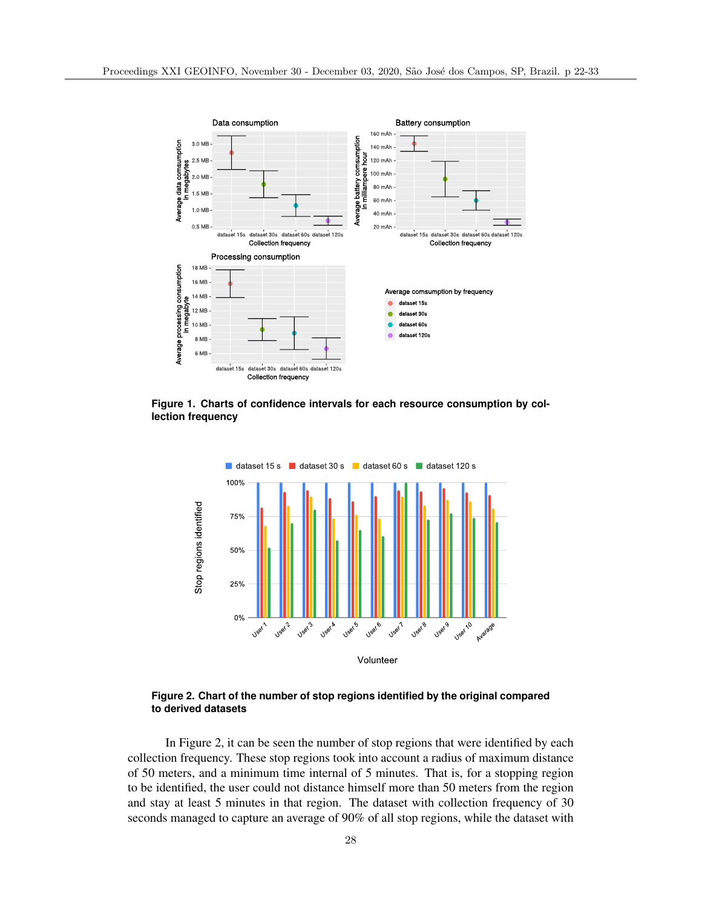**Figure 1. Charts of confidence intervals for each resource consumption by collection frequency**

**Figure 2. Chart of the number of stop regions identified by the original compared to derived datasets**

In Figure 2, it can be seen the number of stop regions that were identified by each collection frequency. These stop regions took into account a radius of maximum distance of 50 meters, and a minimum time internal of 5 minutes. That is, for a stopping region to be identified, the user could not distance himself more than 50 meters from the region and stay at least 5 minutes in that region. The dataset with collection frequency of 30 seconds managed to capture an average of 90% of all stop regions, while the dataset with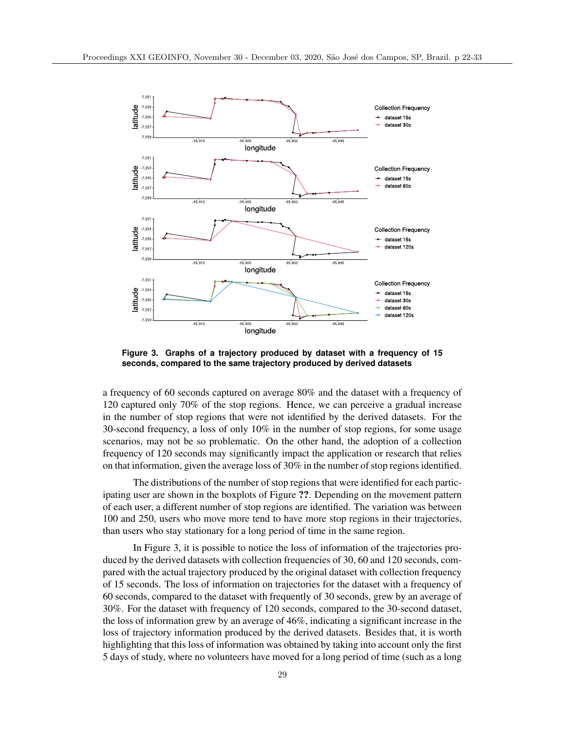**Figure 3. Graphs of a trajectory produced by dataset with a frequency of 15 seconds, compared to the same trajectory produced by derived datasets**

a frequency of 60 seconds captured on average 80% and the dataset with a frequency of 120 captured only 70% of the stop regions. Hence, we can perceive a gradual increase in the number of stop regions that were not identified by the derived datasets. For the 30-second frequency, a loss of only 10% in the number of stop regions, for some usage scenarios, may not be so problematic. On the other hand, the adoption of a collection frequency of 120 seconds may significantly impact the application or research that relies on that information, given the average loss of 30% in the number of stop regions identified.

The distributions of the number of stop regions that were identified for each participating user are shown in the boxplots of Figure **??**. Depending on the movement pattern of each user, a different number of stop regions are identified. The variation was between 100 and 250, users who move more tend to have more stop regions in their trajectories, than users who stay stationary for a long period of time in the same region.

In Figure 3, it is possible to notice the loss of information of the trajectories produced by the derived datasets with collection frequencies of 30, 60 and 120 seconds, compared with the actual trajectory produced by the original dataset with collection frequency of 15 seconds. The loss of information on trajectories for the dataset with a frequency of 60 seconds, compared to the dataset with frequently of 30 seconds, grew by an average of 30%. For the dataset with frequency of 120 seconds, compared to the 30-second dataset, the loss of information grew by an average of 46%, indicating a significant increase in the loss of trajectory information produced by the derived datasets. Besides that, it is worth highlighting that this loss of information was obtained by taking into account only the first 5 days of study, where no volunteers have moved for a long period of time (such as a long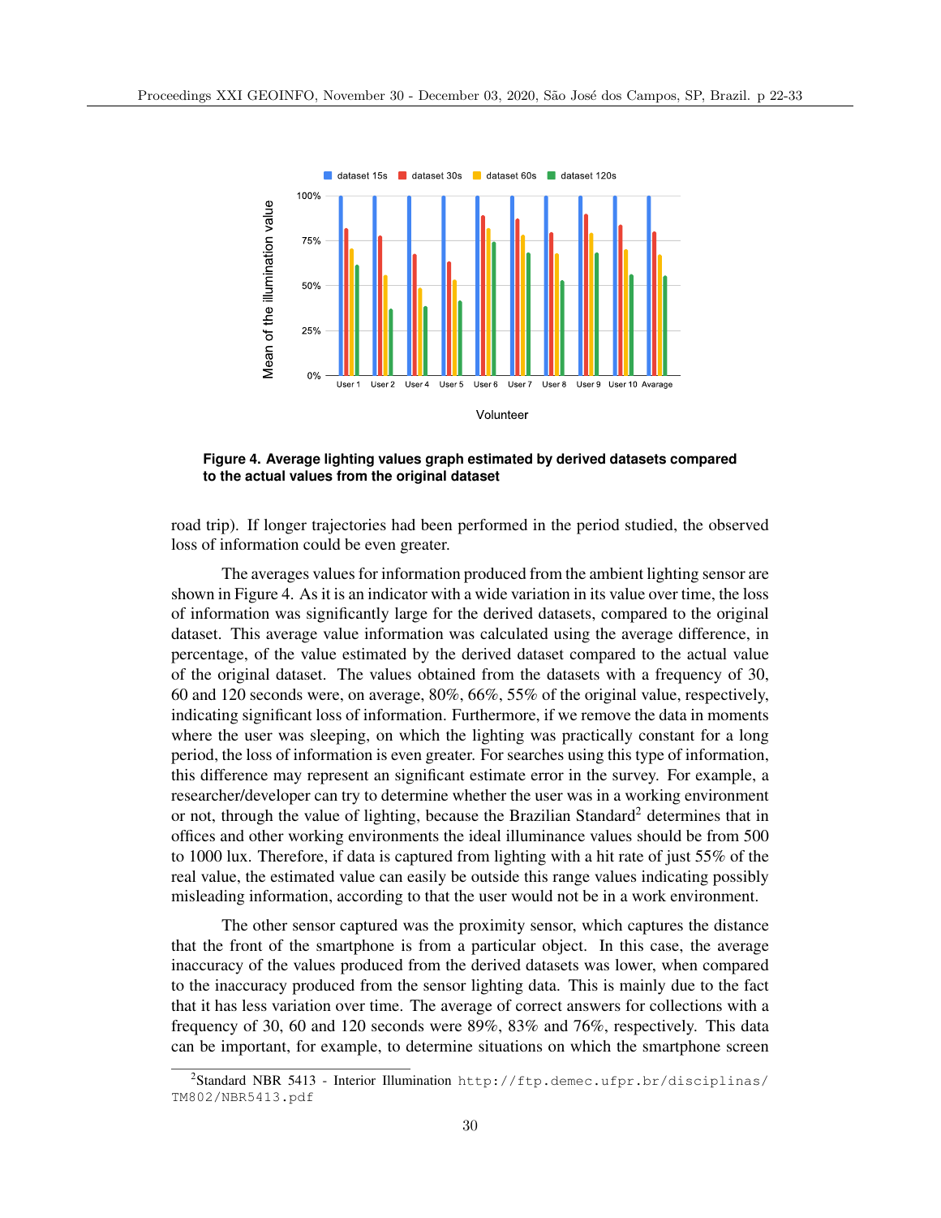**Figure 4. Average lighting values graph estimated by derived datasets compared to the actual values from the original dataset**

road trip). If longer trajectories had been performed in the period studied, the observed loss of information could be even greater.

The averages values for information produced from the ambient lighting sensor are shown in Figure 4. As it is an indicator with a wide variation in its value over time, the loss of information was significantly large for the derived datasets, compared to the original dataset. This average value information was calculated using the average difference, in percentage, of the value estimated by the derived dataset compared to the actual value of the original dataset. The values obtained from the datasets with a frequency of 30, 60 and 120 seconds were, on average, 80%, 66%, 55% of the original value, respectively, indicating significant loss of information. Furthermore, if we remove the data in moments where the user was sleeping, on which the lighting was practically constant for a long period, the loss of information is even greater. For searches using this type of information, this difference may represent an significant estimate error in the survey. For example, a researcher/developer can try to determine whether the user was in a working environment or not, through the value of lighting, because the Brazilian Standard[2] determines that in offices and other working environments the ideal illuminance values should be from 500 to 1000 lux. Therefore, if data is captured from lighting with a hit rate of just 55% of the real value, the estimated value can easily be outside this range values indicating possibly misleading information, according to that the user would not be in a work environment.

The other sensor captured was the proximity sensor, which captures the distance that the front of the smartphone is from a particular object. In this case, the average inaccuracy of the values produced from the derived datasets was lower, when compared to the inaccuracy produced from the sensor lighting data. This is mainly due to the fact that it has less variation over time. The average of correct answers for collections with a frequency of 30, 60 and 120 seconds were 89%, 83% and 76%, respectively. This data can be important, for example, to determine situations on which the smartphone screen

[2]Standard NBR 5413 - Interior Illumination http://ftp.demec.ufpr.br/disciplinas/TM802/NBR5413.pdf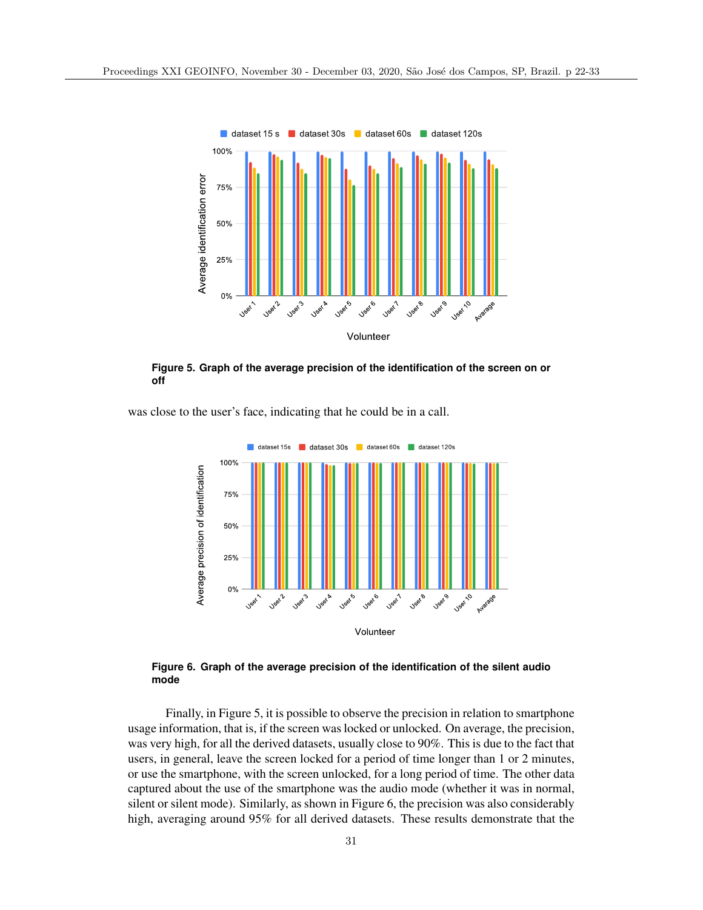**Figure 5. Graph of the average precision of the identification of the screen on or off**

was close to the user's face, indicating that he could be in a call.

**Figure 6. Graph of the average precision of the identification of the silent audio mode**

Finally, in Figure 5, it is possible to observe the precision in relation to smartphone usage information, that is, if the screen was locked or unlocked. On average, the precision, was very high, for all the derived datasets, usually close to 90%. This is due to the fact that users, in general, leave the screen locked for a period of time longer than 1 or 2 minutes, or use the smartphone, with the screen unlocked, for a long period of time. The other data captured about the use of the smartphone was the audio mode (whether it was in normal, silent or silent mode). Similarly, as shown in Figure 6, the precision was also considerably high, averaging around 95% for all derived datasets. These results demonstrate that the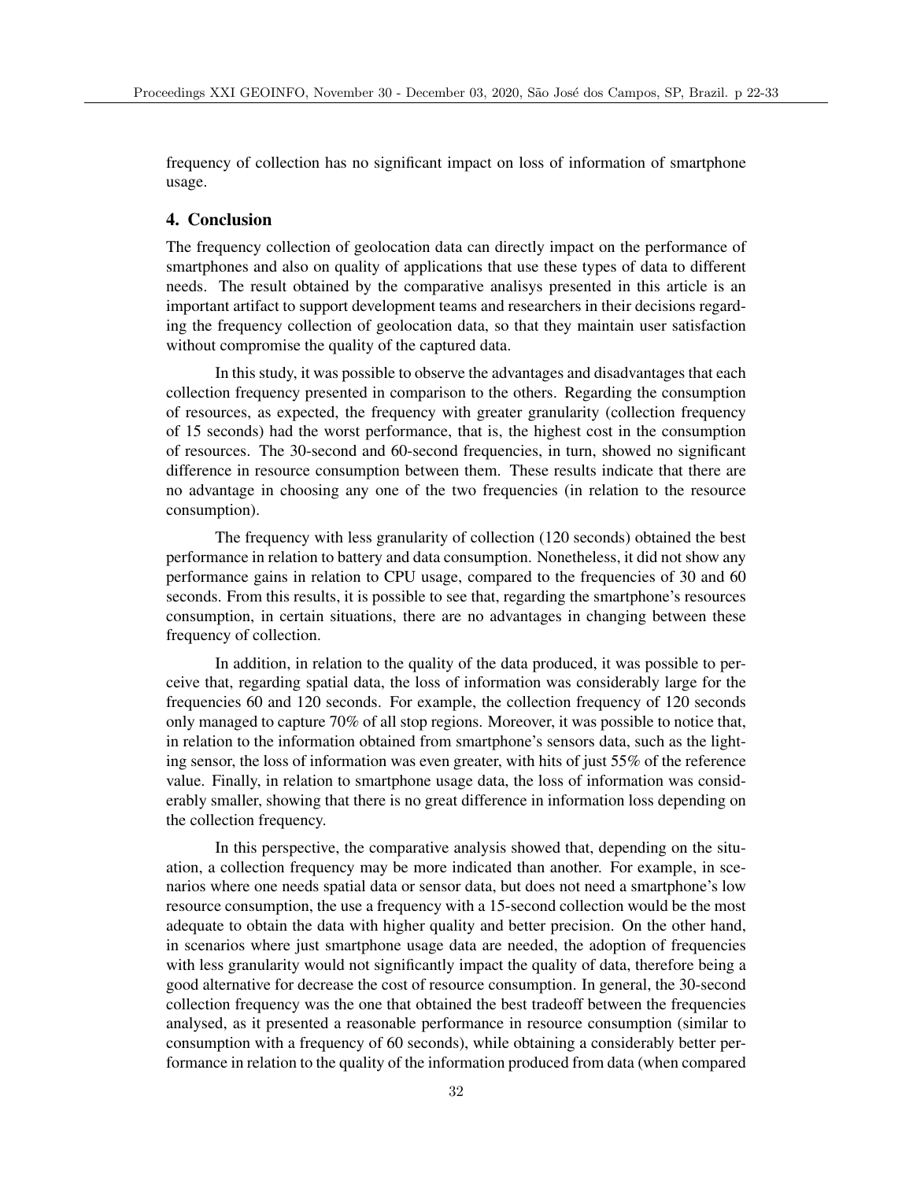frequency of collection has no significant impact on loss of information of smartphone usage.

## 4. Conclusion

The frequency collection of geolocation data can directly impact on the performance of smartphones and also on quality of applications that use these types of data to different needs. The result obtained by the comparative analisys presented in this article is an important artifact to support development teams and researchers in their decisions regarding the frequency collection of geolocation data, so that they maintain user satisfaction without compromise the quality of the captured data.

In this study, it was possible to observe the advantages and disadvantages that each collection frequency presented in comparison to the others. Regarding the consumption of resources, as expected, the frequency with greater granularity (collection frequency of 15 seconds) had the worst performance, that is, the highest cost in the consumption of resources. The 30-second and 60-second frequencies, in turn, showed no significant difference in resource consumption between them. These results indicate that there are no advantage in choosing any one of the two frequencies (in relation to the resource consumption).

The frequency with less granularity of collection (120 seconds) obtained the best performance in relation to battery and data consumption. Nonetheless, it did not show any performance gains in relation to CPU usage, compared to the frequencies of 30 and 60 seconds. From this results, it is possible to see that, regarding the smartphone's resources consumption, in certain situations, there are no advantages in changing between these frequency of collection.

In addition, in relation to the quality of the data produced, it was possible to perceive that, regarding spatial data, the loss of information was considerably large for the frequencies 60 and 120 seconds. For example, the collection frequency of 120 seconds only managed to capture 70% of all stop regions. Moreover, it was possible to notice that, in relation to the information obtained from smartphone's sensors data, such as the lighting sensor, the loss of information was even greater, with hits of just 55% of the reference value. Finally, in relation to smartphone usage data, the loss of information was considerably smaller, showing that there is no great difference in information loss depending on the collection frequency.

In this perspective, the comparative analysis showed that, depending on the situation, a collection frequency may be more indicated than another. For example, in scenarios where one needs spatial data or sensor data, but does not need a smartphone's low resource consumption, the use a frequency with a 15-second collection would be the most adequate to obtain the data with higher quality and better precision. On the other hand, in scenarios where just smartphone usage data are needed, the adoption of frequencies with less granularity would not significantly impact the quality of data, therefore being a good alternative for decrease the cost of resource consumption. In general, the 30-second collection frequency was the one that obtained the best tradeoff between the frequencies analysed, as it presented a reasonable performance in resource consumption (similar to consumption with a frequency of 60 seconds), while obtaining a considerably better performance in relation to the quality of the information produced from data (when compared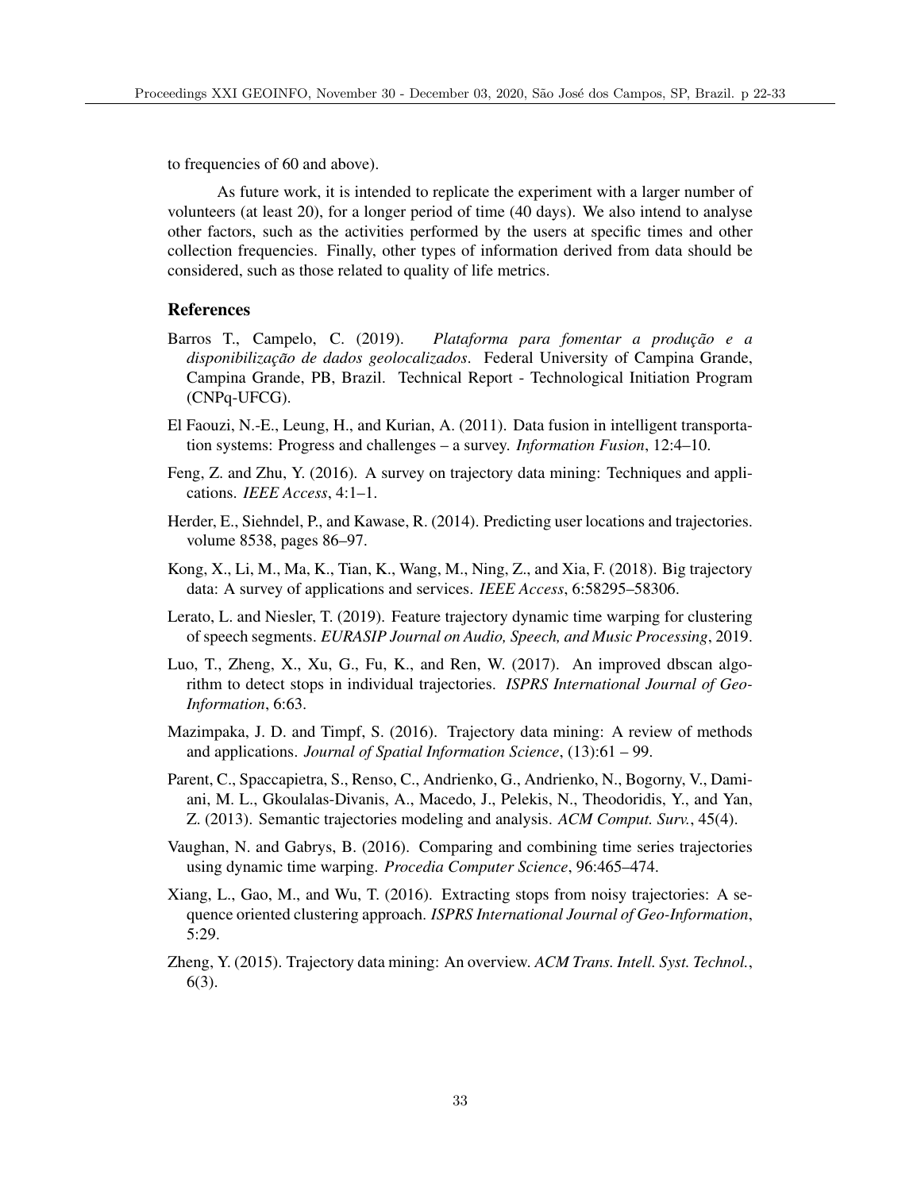to frequencies of 60 and above).

As future work, it is intended to replicate the experiment with a larger number of volunteers (at least 20), for a longer period of time (40 days). We also intend to analyse other factors, such as the activities performed by the users at specific times and other collection frequencies. Finally, other types of information derived from data should be considered, such as those related to quality of life metrics.

## References

Barros T., Campelo, C. (2019). *Plataforma para fomentar a produção e a disponibilização de dados geolocalizados*. Federal University of Campina Grande, Campina Grande, PB, Brazil. Technical Report - Technological Initiation Program (CNPq-UFCG).

El Faouzi, N.-E., Leung, H., and Kurian, A. (2011). Data fusion in intelligent transportation systems: Progress and challenges – a survey. *Information Fusion*, 12:4–10.

Feng, Z. and Zhu, Y. (2016). A survey on trajectory data mining: Techniques and applications. *IEEE Access*, 4:1–1.

Herder, E., Siehndel, P., and Kawase, R. (2014). Predicting user locations and trajectories. volume 8538, pages 86–97.

Kong, X., Li, M., Ma, K., Tian, K., Wang, M., Ning, Z., and Xia, F. (2018). Big trajectory data: A survey of applications and services. *IEEE Access*, 6:58295–58306.

Lerato, L. and Niesler, T. (2019). Feature trajectory dynamic time warping for clustering of speech segments. *EURASIP Journal on Audio, Speech, and Music Processing*, 2019.

Luo, T., Zheng, X., Xu, G., Fu, K., and Ren, W. (2017). An improved dbscan algorithm to detect stops in individual trajectories. *ISPRS International Journal of Geo-Information*, 6:63.

Mazimpaka, J. D. and Timpf, S. (2016). Trajectory data mining: A review of methods and applications. *Journal of Spatial Information Science*, (13):61 – 99.

Parent, C., Spaccapietra, S., Renso, C., Andrienko, G., Andrienko, N., Bogorny, V., Damiani, M. L., Gkoulalas-Divanis, A., Macedo, J., Pelekis, N., Theodoridis, Y., and Yan, Z. (2013). Semantic trajectories modeling and analysis. *ACM Comput. Surv.*, 45(4).

Vaughan, N. and Gabrys, B. (2016). Comparing and combining time series trajectories using dynamic time warping. *Procedia Computer Science*, 96:465–474.

Xiang, L., Gao, M., and Wu, T. (2016). Extracting stops from noisy trajectories: A sequence oriented clustering approach. *ISPRS International Journal of Geo-Information*, 5:29.

Zheng, Y. (2015). Trajectory data mining: An overview. *ACM Trans. Intell. Syst. Technol.*, 6(3).